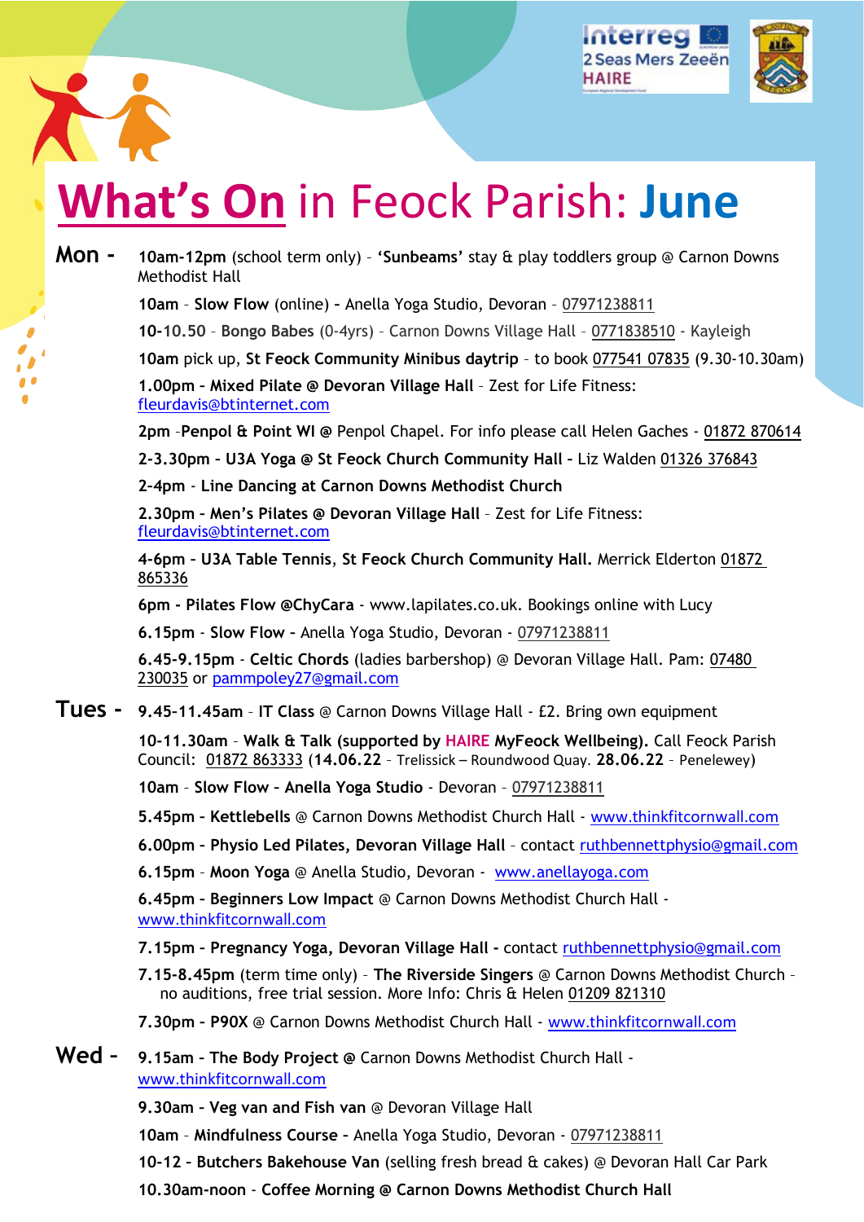# What's On in Feock Parish: June

**Mon -**

**10am-12pm** (school term only) – **'Sunbeams'** stay & play toddlers group @ Carnon Downs Methodist Hall

**10am** – **Slow Flow** (online) **-** Anella Yoga Studio, Devoran – 07971238811

**10-10.50** – **Bongo Babes** (0-4yrs) – Carnon Downs Village Hall – 0771838510 - Kayleigh

**10am** pick up, **St Feock Community Minibus daytrip** – to book 077541 07835 (9.30-10.30am)

**1.00pm - Mixed Pilate @ Devoran Village Hall** – Zest for Life Fitness: fleurdavis@btinternet.com

2pm –**Penpol & Point WI @** Penpol Chapel. For info please call Helen Gaches - 01872 870614

**2-3.30pm - U3A Yoga @ St Feock Church Community Hall -** Liz Walden 01326 376843

**2-4pm** - **Line Dancing at Carnon Downs Methodist Church**

**2.30pm - Men's Pilates @ Devoran Village Hall** – Zest for Life Fitness: fleurdavis@btinternet.com

**4-6pm - U3A Table Tennis**, **St Feock Church Community Hall.** Merrick Elderton 01872 865336

**6pm - Pilates Flow @ChyCara** - www.lapilates.co.uk. Bookings online with Lucy

**6.15pm - Slow Flow -** Anella Yoga Studio, Devoran - 07971238811

**6.45-9.15pm** - **Celtic Chords** (ladies barbershop) @ Devoran Village Hall. Pam: 07480 230035 or pammpoley27@gmail.com

**Tues -**

**9.45-11.45am** – **IT Class** @ Carnon Downs Village Hall - £2. Bring own equipment

**10-11.30am** – **Walk & Talk (supported by HAIRE MyFeock Wellbeing).** Call Feock Parish Council: 01872 863333 (**14.06.22** – Trelissick – Roundwood Quay. **28.06.22** – Penelewey)

**10am** – **Slow Flow - Anella Yoga Studio** - Devoran – 07971238811

**5.45pm - Kettlebells** @ Carnon Downs Methodist Church Hall - www.thinkfitcornwall.com

**6.00pm - Physio Led Pilates, Devoran Village Hall** – contact ruthbennettphysio@gmail.com

**6.15pm** – **Moon Yoga** @ Anella Studio, Devoran - www.anellayoga.com

**6.45pm - Beginners Low Impact** @ Carnon Downs Methodist Church Hall - www.thinkfitcornwall.com

**7.15pm - Pregnancy Yoga, Devoran Village Hall -** contact ruthbennettphysio@gmail.com

**7.15-8.45pm** (term time only) – **The Riverside Singers** @ Carnon Downs Methodist Church – no auditions, free trial session. More Info: Chris & Helen 01209 821310

**7.30pm - P90X** @ Carnon Downs Methodist Church Hall - www.thinkfitcornwall.com

**Wed -**

**9.15am - The Body Project @** Carnon Downs Methodist Church Hall - www.thinkfitcornwall.com

**9.30am - Veg van and Fish van** @ Devoran Village Hall

**10am** – **Mindfulness Course -** Anella Yoga Studio, Devoran - 07971238811

**10-12 - Butchers Bakehouse Van** (selling fresh bread & cakes) @ Devoran Hall Car Park

**10.30am-noon** - **Coffee Morning @ Carnon Downs Methodist Church Hall**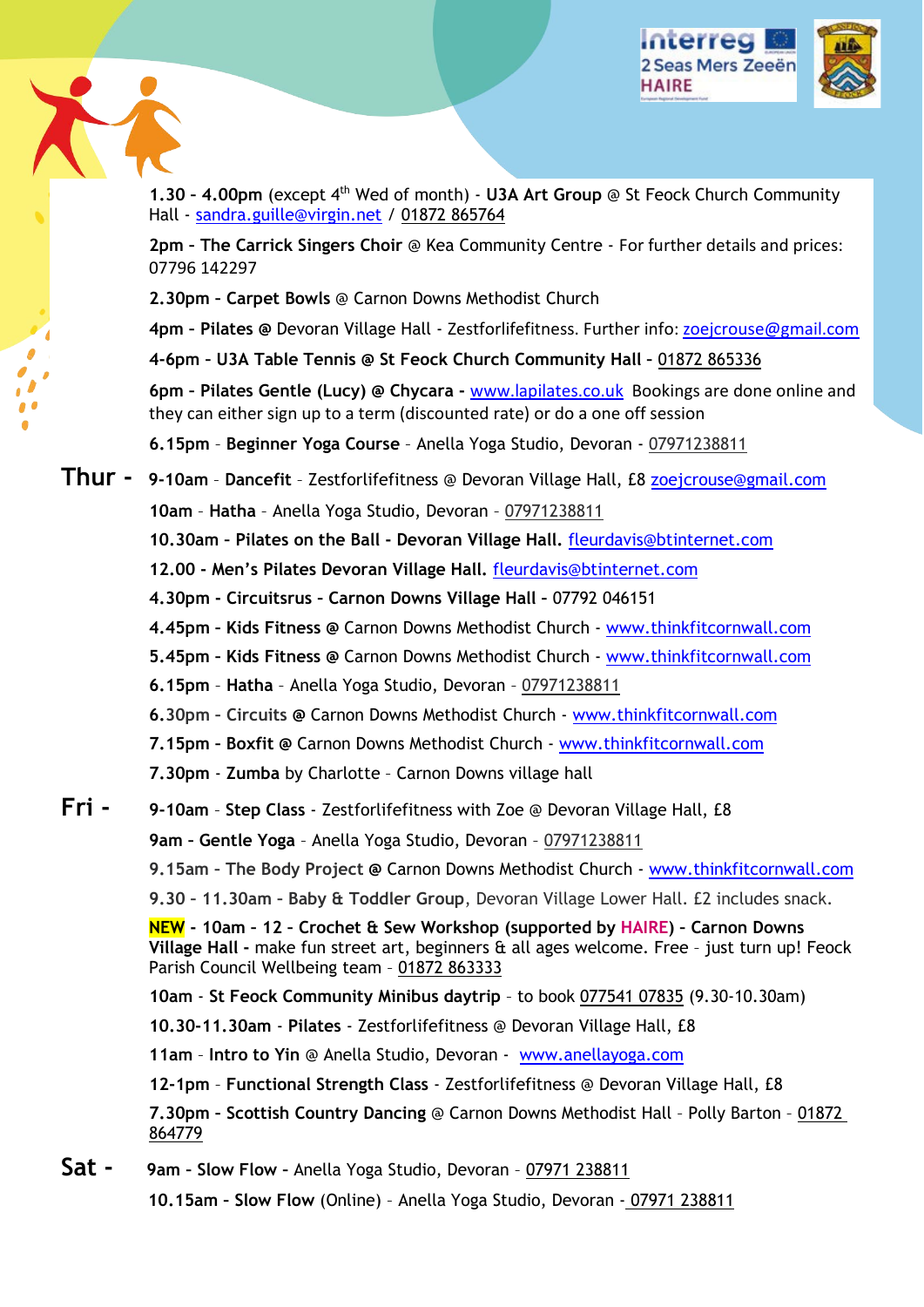**1.30 - 4.00pm** (except 4th Wed of month) - **U3A Art Group** @ St Feock Church Community Hall - sandra.guille@virgin.net / 01872 865764

**2pm - The Carrick Singers Choir** @ Kea Community Centre - For further details and prices: 07796 142297

**2.30pm - Carpet Bowls** @ Carnon Downs Methodist Church

**4pm - Pilates @** Devoran Village Hall - Zestforlifefitness. Further info: zoejcrouse@gmail.com

**4-6pm - U3A Table Tennis @ St Feock Church Community Hall -** 01872 865336

**6pm - Pilates Gentle (Lucy) @ Chycara -** www.lapilates.co.uk Bookings are done online and they can either sign up to a term (discounted rate) or do a one off session

**6.15pm** - **Beginner Yoga Course** - Anella Yoga Studio, Devoran - 07971238811

**Thur -** **9-10am** - **Dancefit** - Zestforlifefitness @ Devoran Village Hall, £8 zoejcrouse@gmail.com

**10am** - **Hatha** - Anella Yoga Studio, Devoran - 07971238811

**10.30am - Pilates on the Ball - Devoran Village Hall.** fleurdavis@btinternet.com

**12.00 - Men's Pilates Devoran Village Hall.** fleurdavis@btinternet.com

**4.30pm - Circuitsrus - Carnon Downs Village Hall -** 07792 046151

**4.45pm - Kids Fitness @** Carnon Downs Methodist Church - www.thinkfitcornwall.com

**5.45pm - Kids Fitness @** Carnon Downs Methodist Church - www.thinkfitcornwall.com

**6.15pm** - **Hatha** - Anella Yoga Studio, Devoran - 07971238811

**6.30pm** - **Circuits @** Carnon Downs Methodist Church - www.thinkfitcornwall.com

**7.15pm - Boxfit @** Carnon Downs Methodist Church - www.thinkfitcornwall.com

**7.30pm** - **Zumba** by Charlotte - Carnon Downs village hall

**Fri -** **9-10am** - **Step Class** - Zestforlifefitness with Zoe @ Devoran Village Hall, £8

**9am - Gentle Yoga** - Anella Yoga Studio, Devoran - 07971238811

**9.15am - The Body Project @** Carnon Downs Methodist Church - www.thinkfitcornwall.com

**9.30 - 11.30am - Baby & Toddler Group**, Devoran Village Lower Hall. £2 includes snack.

**NEW - 10am - 12 - Crochet & Sew Workshop (supported by HAIRE) - Carnon Downs Village Hall -** make fun street art, beginners & all ages welcome. Free - just turn up! Feock Parish Council Wellbeing team - 01872 863333

**10am** - **St Feock Community Minibus daytrip** - to book 077541 07835 (9.30-10.30am)

**10.30-11.30am** - **Pilates** - Zestforlifefitness @ Devoran Village Hall, £8

**11am** - **Intro to Yin** @ Anella Studio, Devoran - www.anellayoga.com

**12-1pm** - **Functional Strength Class** - Zestforlifefitness @ Devoran Village Hall, £8

**7.30pm** - **Scottish Country Dancing** @ Carnon Downs Methodist Hall - Polly Barton - 01872 864779

**Sat -** **9am - Slow Flow** - Anella Yoga Studio, Devoran - 07971 238811

**10.15am - Slow Flow** (Online) - Anella Yoga Studio, Devoran - 07971 238811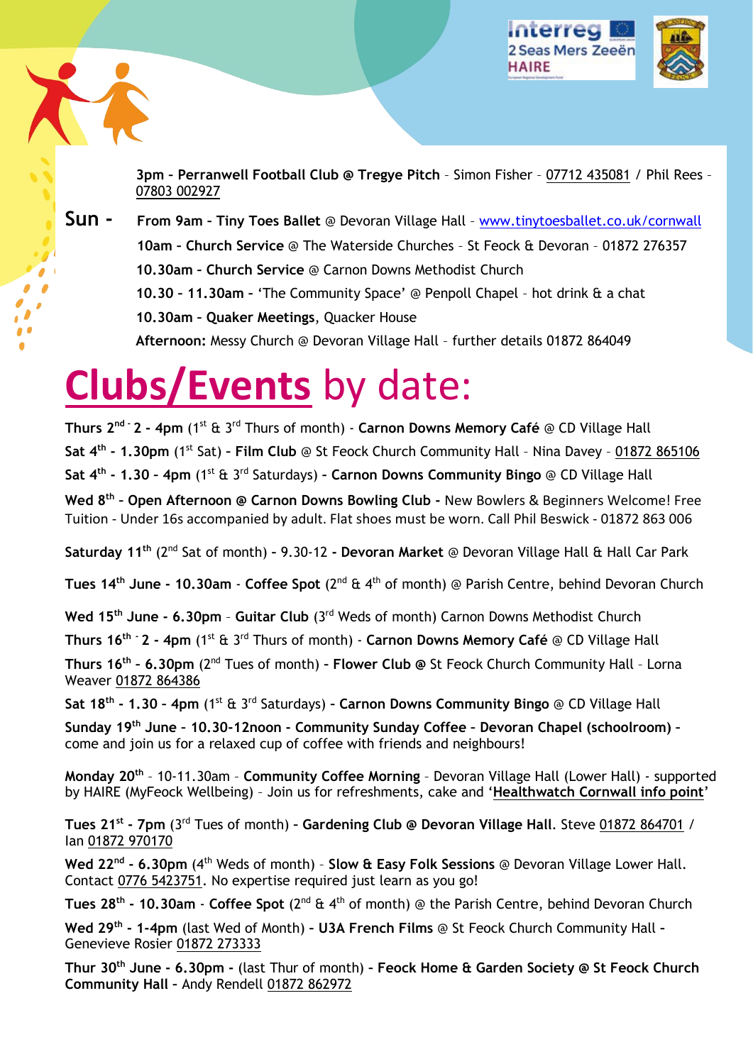**3pm – Perranwell Football Club @ Tregye Pitch** – Simon Fisher – 07712 435081 / Phil Rees – 07803 002927

**Sun -** **From 9am – Tiny Toes Ballet** @ Devoran Village Hall – www.tinytoesballet.co.uk/cornwall

**10am – Church Service** @ The Waterside Churches – St Feock & Devoran – 01872 276357

**10.30am – Church Service** @ Carnon Downs Methodist Church

**10.30 – 11.30am** – 'The Community Space' @ Penpoll Chapel – hot drink & a chat

**10.30am – Quaker Meetings**, Quacker House

**Afternoon:** Messy Church @ Devoran Village Hall – further details 01872 864049

# Clubs/Events by date:

**Thurs 2nd - 2 - 4pm** (1st & 3rd Thurs of month) - **Carnon Downs Memory Café** @ CD Village Hall

**Sat 4th - 1.30pm** (1st Sat) **- Film Club** @ St Feock Church Community Hall – Nina Davey – 01872 865106

**Sat 4th - 1.30 – 4pm** (1st & 3rd Saturdays) **- Carnon Downs Community Bingo** @ CD Village Hall

**Wed 8th – Open Afternoon @ Carnon Downs Bowling Club -** New Bowlers & Beginners Welcome! Free Tuition - Under 16s accompanied by adult. Flat shoes must be worn. Call Phil Beswick - 01872 863 006

**Saturday 11th** (2nd Sat of month) **-** 9.30-12 **- Devoran Market** @ Devoran Village Hall & Hall Car Park

**Tues 14th June - 10.30am** - **Coffee Spot** (2nd & 4th of month) @ Parish Centre, behind Devoran Church

**Wed 15th June - 6.30pm** – **Guitar Club** (3rd Weds of month) Carnon Downs Methodist Church

**Thurs 16th - 2 - 4pm** (1st & 3rd Thurs of month) - **Carnon Downs Memory Café** @ CD Village Hall

**Thurs 16th - 6.30pm** (2nd Tues of month) **- Flower Club @** St Feock Church Community Hall – Lorna Weaver 01872 864386

**Sat 18th - 1.30 – 4pm** (1st & 3rd Saturdays) **- Carnon Downs Community Bingo** @ CD Village Hall

**Sunday 19th June – 10.30-12noon - Community Sunday Coffee – Devoran Chapel (schoolroom) –** come and join us for a relaxed cup of coffee with friends and neighbours!

**Monday 20th** – 10-11.30am – **Community Coffee Morning** – Devoran Village Hall (Lower Hall) - supported by HAIRE (MyFeock Wellbeing) – Join us for refreshments, cake and '**Healthwatch Cornwall info point**'

**Tues 21st - 7pm** (3rd Tues of month) **- Gardening Club @ Devoran Village Hall**. Steve 01872 864701 / Ian 01872 970170

**Wed 22nd - 6.30pm** (4th Weds of month) – **Slow & Easy Folk Sessions** @ Devoran Village Lower Hall. Contact 0776 5423751. No expertise required just learn as you go!

**Tues 28th - 10.30am** - **Coffee Spot** (2nd & 4th of month) @ the Parish Centre, behind Devoran Church

**Wed 29th - 1-4pm** (last Wed of Month) **- U3A French Films** @ St Feock Church Community Hall **-** Genevieve Rosier 01872 273333

**Thur 30th June - 6.30pm -** (last Thur of month) **- Feock Home & Garden Society @ St Feock Church Community Hall –** Andy Rendell 01872 862972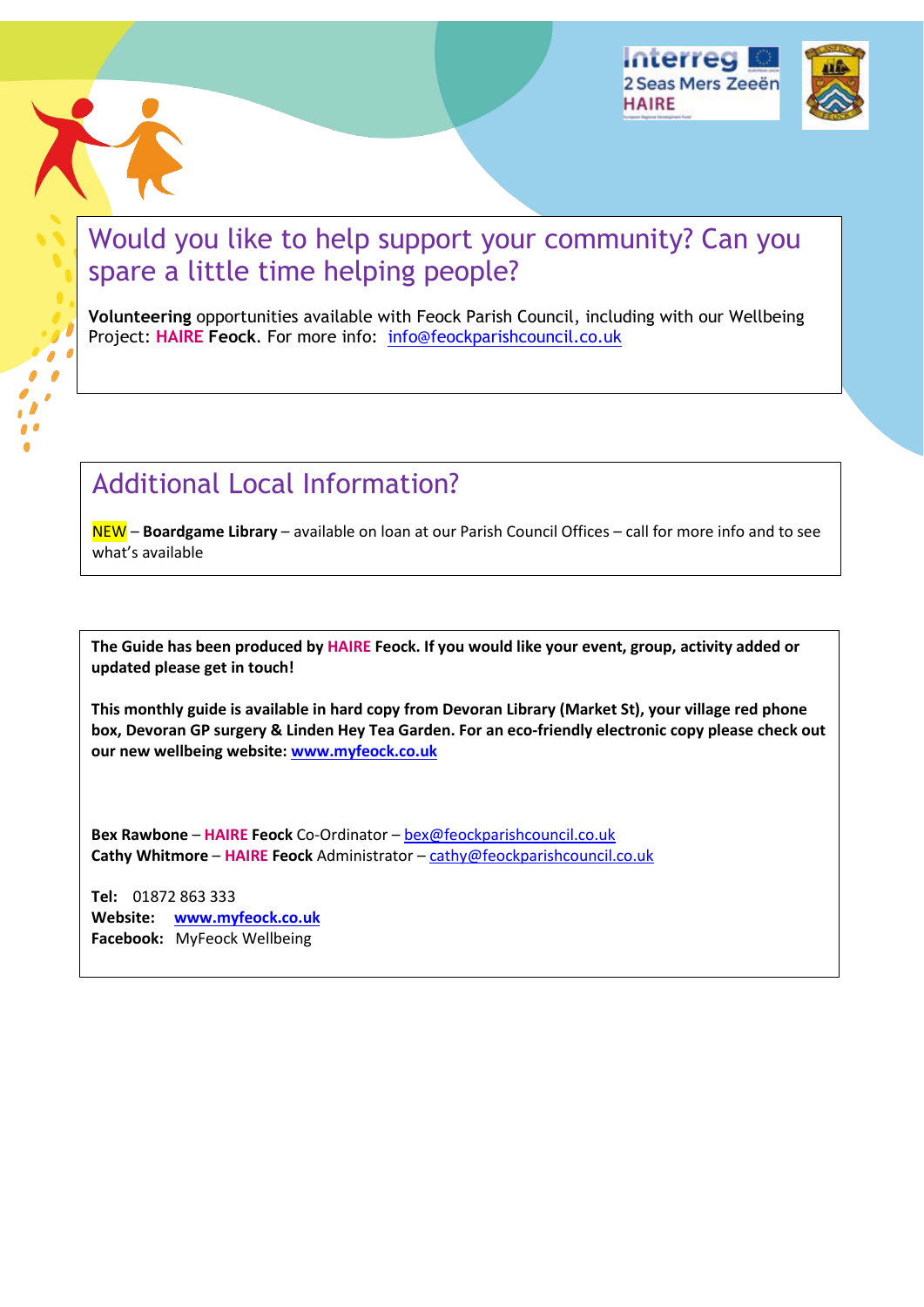## Would you like to help support your community? Can you spare a little time helping people?

**Volunteering** opportunities available with Feock Parish Council, including with our Wellbeing Project: **HAIRE Feock**. For more info: info@feockparishcouncil.co.uk

## Additional Local Information?

NEW – **Boardgame Library** – available on loan at our Parish Council Offices – call for more info and to see what's available

**The Guide has been produced by HAIRE Feock. If you would like your event, group, activity added or updated please get in touch!**

**This monthly guide is available in hard copy from Devoran Library (Market St), your village red phone box, Devoran GP surgery & Linden Hey Tea Garden. For an eco-friendly electronic copy please check out our new wellbeing website: www.myfeock.co.uk**

**Bex Rawbone** – **HAIRE Feock** Co-Ordinator – bex@feockparishcouncil.co.uk
**Cathy Whitmore** – **HAIRE Feock** Administrator – cathy@feockparishcouncil.co.uk

**Tel:** 01872 863 333
**Website:** **www.myfeock.co.uk**
**Facebook:** MyFeock Wellbeing